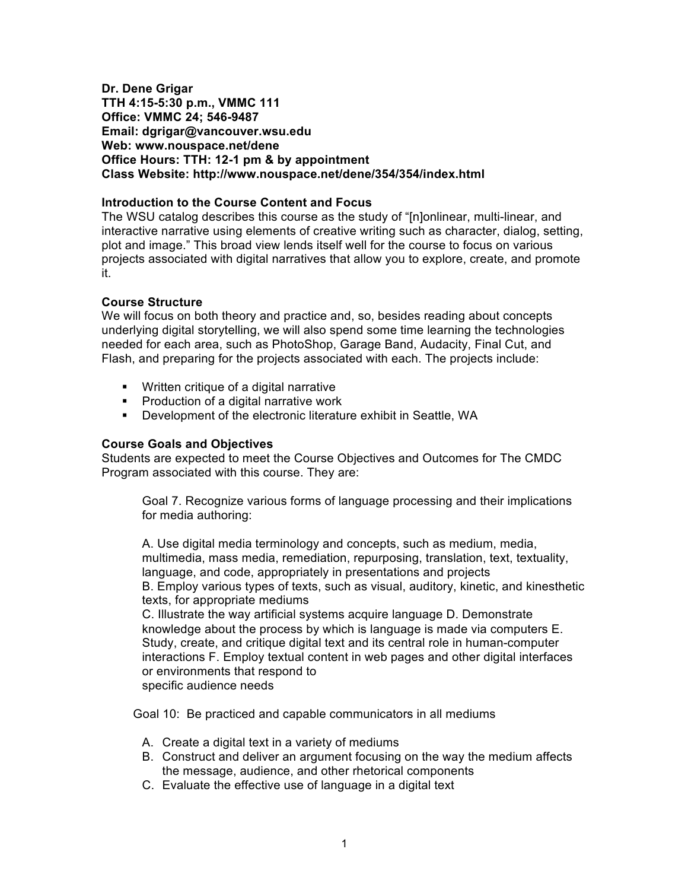**Dr. Dene Grigar**
**TTH 4:15-5:30 p.m., VMMC 111**
**Office: VMMC 24; 546-9487**
**Email: dgrigar@vancouver.wsu.edu**
**Web: www.nouspace.net/dene**
**Office Hours: TTH: 12-1 pm & by appointment**
**Class Website: http://www.nouspace.net/dene/354/354/index.html**

## Introduction to the Course Content and Focus

The WSU catalog describes this course as the study of "[n]onlinear, multi-linear, and interactive narrative using elements of creative writing such as character, dialog, setting, plot and image." This broad view lends itself well for the course to focus on various projects associated with digital narratives that allow you to explore, create, and promote it.

## Course Structure

We will focus on both theory and practice and, so, besides reading about concepts underlying digital storytelling, we will also spend some time learning the technologies needed for each area, such as PhotoShop, Garage Band, Audacity, Final Cut, and Flash, and preparing for the projects associated with each. The projects include:

- Written critique of a digital narrative
- Production of a digital narrative work
- Development of the electronic literature exhibit in Seattle, WA

## Course Goals and Objectives

Students are expected to meet the Course Objectives and Outcomes for The CMDC Program associated with this course. They are:

> Goal 7. Recognize various forms of language processing and their implications for media authoring:
>
> A. Use digital media terminology and concepts, such as medium, media, multimedia, mass media, remediation, repurposing, translation, text, textuality, language, and code, appropriately in presentations and projects
> B. Employ various types of texts, such as visual, auditory, kinetic, and kinesthetic texts, for appropriate mediums
> C. Illustrate the way artificial systems acquire language D. Demonstrate knowledge about the process by which is language is made via computers E. Study, create, and critique digital text and its central role in human-computer interactions F. Employ textual content in web pages and other digital interfaces or environments that respond to
> specific audience needs

Goal 10: Be practiced and capable communicators in all mediums

A. Create a digital text in a variety of mediums
B. Construct and deliver an argument focusing on the way the medium affects the message, audience, and other rhetorical components
C. Evaluate the effective use of language in a digital text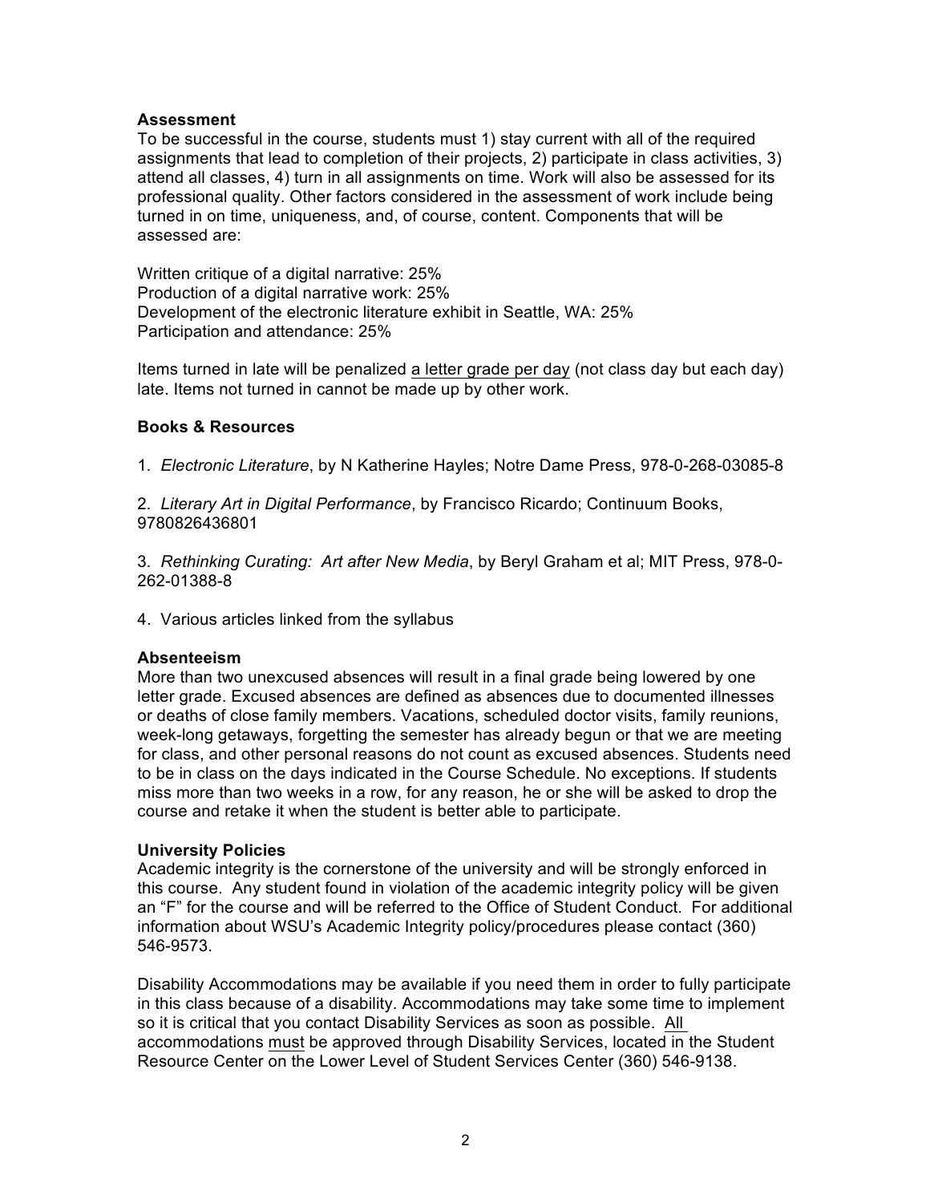**Assessment**

To be successful in the course, students must 1) stay current with all of the required assignments that lead to completion of their projects, 2) participate in class activities, 3) attend all classes, 4) turn in all assignments on time. Work will also be assessed for its professional quality. Other factors considered in the assessment of work include being turned in on time, uniqueness, and, of course, content. Components that will be assessed are:

Written critique of a digital narrative: 25%
Production of a digital narrative work: 25%
Development of the electronic literature exhibit in Seattle, WA: 25%
Participation and attendance: 25%

Items turned in late will be penalized a letter grade per day (not class day but each day) late. Items not turned in cannot be made up by other work.

**Books & Resources**

1. *Electronic Literature*, by N Katherine Hayles; Notre Dame Press, 978-0-268-03085-8

2. *Literary Art in Digital Performance*, by Francisco Ricardo; Continuum Books, 9780826436801

3. *Rethinking Curating: Art after New Media*, by Beryl Graham et al; MIT Press, 978-0-262-01388-8

4. Various articles linked from the syllabus

**Absenteeism**

More than two unexcused absences will result in a final grade being lowered by one letter grade. Excused absences are defined as absences due to documented illnesses or deaths of close family members. Vacations, scheduled doctor visits, family reunions, week-long getaways, forgetting the semester has already begun or that we are meeting for class, and other personal reasons do not count as excused absences. Students need to be in class on the days indicated in the Course Schedule. No exceptions. If students miss more than two weeks in a row, for any reason, he or she will be asked to drop the course and retake it when the student is better able to participate.

**University Policies**

Academic integrity is the cornerstone of the university and will be strongly enforced in this course. Any student found in violation of the academic integrity policy will be given an "F" for the course and will be referred to the Office of Student Conduct. For additional information about WSU's Academic Integrity policy/procedures please contact (360) 546-9573.

Disability Accommodations may be available if you need them in order to fully participate in this class because of a disability. Accommodations may take some time to implement so it is critical that you contact Disability Services as soon as possible. All accommodations must be approved through Disability Services, located in the Student Resource Center on the Lower Level of Student Services Center (360) 546-9138.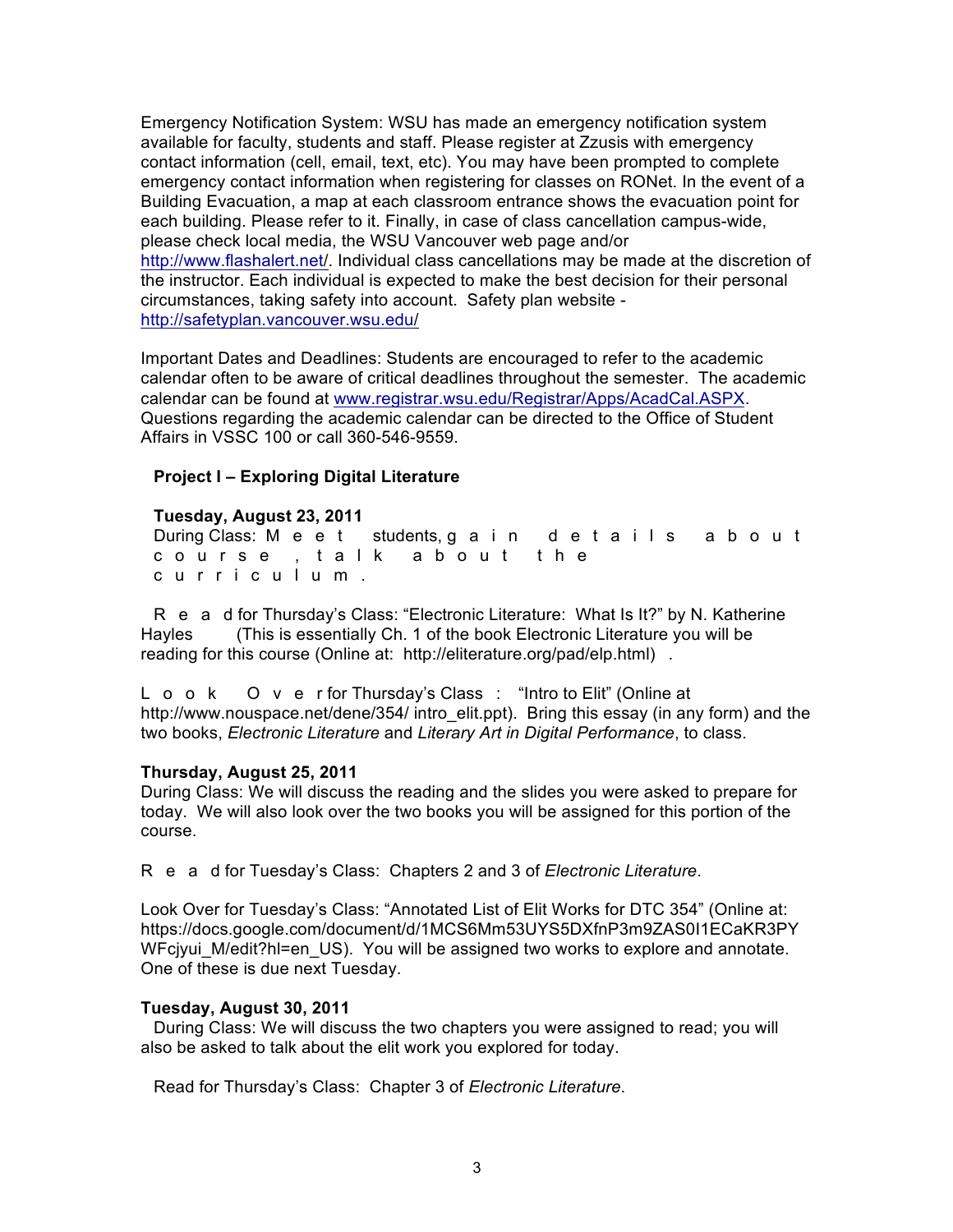Emergency Notification System: WSU has made an emergency notification system available for faculty, students and staff. Please register at Zzusis with emergency contact information (cell, email, text, etc). You may have been prompted to complete emergency contact information when registering for classes on RONet. In the event of a Building Evacuation, a map at each classroom entrance shows the evacuation point for each building. Please refer to it. Finally, in case of class cancellation campus-wide, please check local media, the WSU Vancouver web page and/or http://www.flashalert.net/. Individual class cancellations may be made at the discretion of the instructor. Each individual is expected to make the best decision for their personal circumstances, taking safety into account. Safety plan website - http://safetyplan.vancouver.wsu.edu/

Important Dates and Deadlines: Students are encouraged to refer to the academic calendar often to be aware of critical deadlines throughout the semester. The academic calendar can be found at www.registrar.wsu.edu/Registrar/Apps/AcadCal.ASPX. Questions regarding the academic calendar can be directed to the Office of Student Affairs in VSSC 100 or call 360-546-9559.

**Project I – Exploring Digital Literature**

**Tuesday, August 23, 2011**

During Class: Meet students, gain details about course, talk about the curriculum.

Read for Thursday's Class: "Electronic Literature: What Is It?" by N. Katherine Hayles (This is essentially Ch. 1 of the book Electronic Literature you will be reading for this course (Online at: http://eliterature.org/pad/elp.html) .

Look Over for Thursday's Class : "Intro to Elit" (Online at http://www.nouspace.net/dene/354/ intro_elit.ppt). Bring this essay (in any form) and the two books, *Electronic Literature* and *Literary Art in Digital Performance*, to class.

**Thursday, August 25, 2011**

During Class: We will discuss the reading and the slides you were asked to prepare for today. We will also look over the two books you will be assigned for this portion of the course.

Read for Tuesday's Class: Chapters 2 and 3 of *Electronic Literature*.

Look Over for Tuesday's Class: "Annotated List of Elit Works for DTC 354" (Online at: https://docs.google.com/document/d/1MCS6Mm53UYS5DXfnP3m9ZAS0I1ECaKR3PYWFcjyui_M/edit?hl=en_US). You will be assigned two works to explore and annotate. One of these is due next Tuesday.

**Tuesday, August 30, 2011**

During Class: We will discuss the two chapters you were assigned to read; you will also be asked to talk about the elit work you explored for today.

Read for Thursday's Class: Chapter 3 of *Electronic Literature*.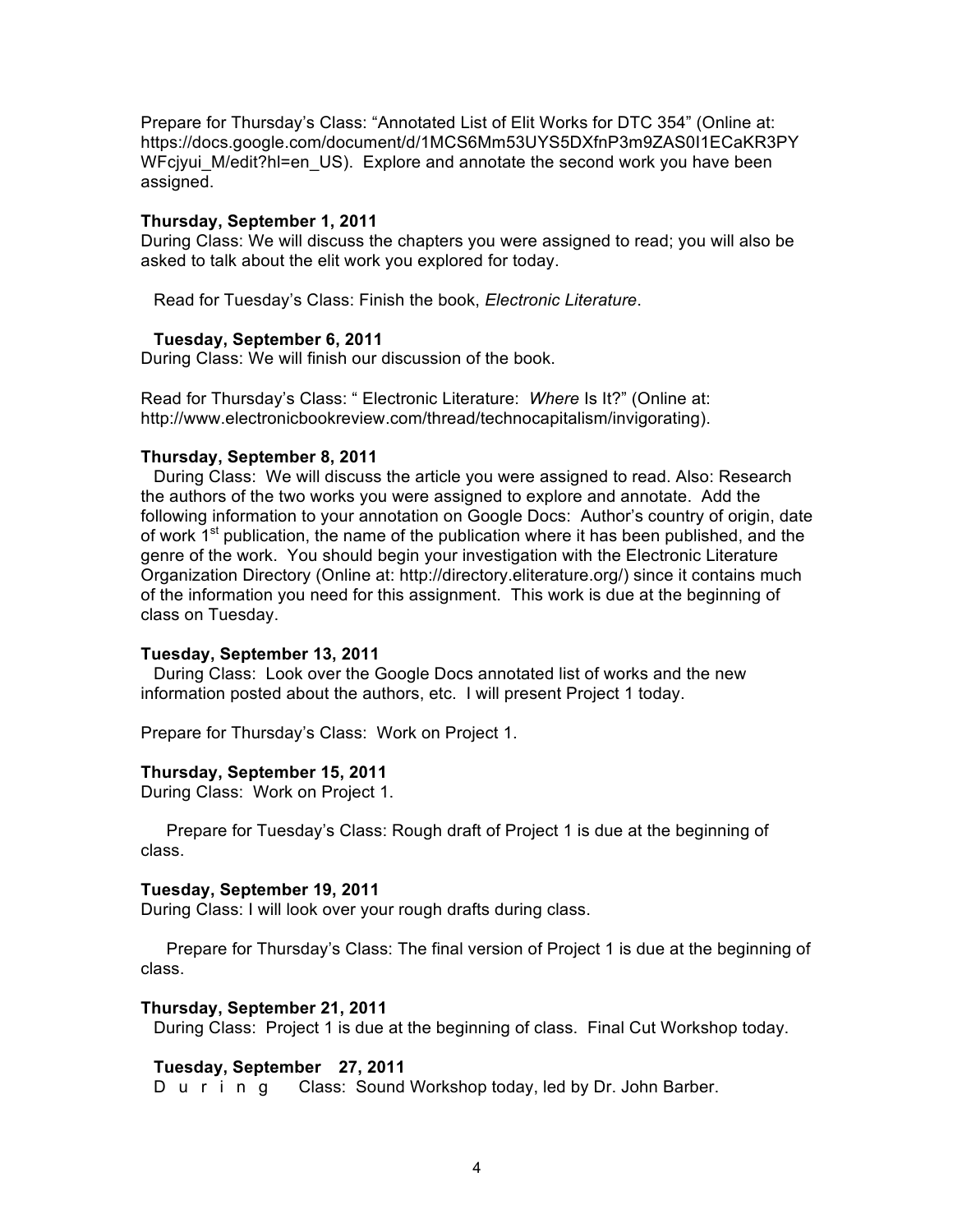Prepare for Thursday's Class: "Annotated List of Elit Works for DTC 354" (Online at: https://docs.google.com/document/d/1MCS6Mm53UYS5DXfnP3m9ZAS0I1ECaKR3PYWFcjyui_M/edit?hl=en_US). Explore and annotate the second work you have been assigned.

**Thursday, September 1, 2011**
During Class: We will discuss the chapters you were assigned to read; you will also be asked to talk about the elit work you explored for today.

Read for Tuesday's Class: Finish the book, *Electronic Literature*.

**Tuesday, September 6, 2011**
During Class: We will finish our discussion of the book.

Read for Thursday's Class: " Electronic Literature: *Where* Is It?" (Online at: http://www.electronicbookreview.com/thread/technocapitalism/invigorating).

**Thursday, September 8, 2011**
During Class: We will discuss the article you were assigned to read. Also: Research the authors of the two works you were assigned to explore and annotate. Add the following information to your annotation on Google Docs: Author's country of origin, date of work 1st publication, the name of the publication where it has been published, and the genre of the work. You should begin your investigation with the Electronic Literature Organization Directory (Online at: http://directory.eliterature.org/) since it contains much of the information you need for this assignment. This work is due at the beginning of class on Tuesday.

**Tuesday, September 13, 2011**
During Class: Look over the Google Docs annotated list of works and the new information posted about the authors, etc. I will present Project 1 today.

Prepare for Thursday's Class: Work on Project 1.

**Thursday, September 15, 2011**
During Class: Work on Project 1.

Prepare for Tuesday's Class: Rough draft of Project 1 is due at the beginning of class.

**Tuesday, September 19, 2011**
During Class: I will look over your rough drafts during class.

Prepare for Thursday's Class: The final version of Project 1 is due at the beginning of class.

**Thursday, September 21, 2011**
During Class: Project 1 is due at the beginning of class. Final Cut Workshop today.

**Tuesday, September 27, 2011**
During Class: Sound Workshop today, led by Dr. John Barber.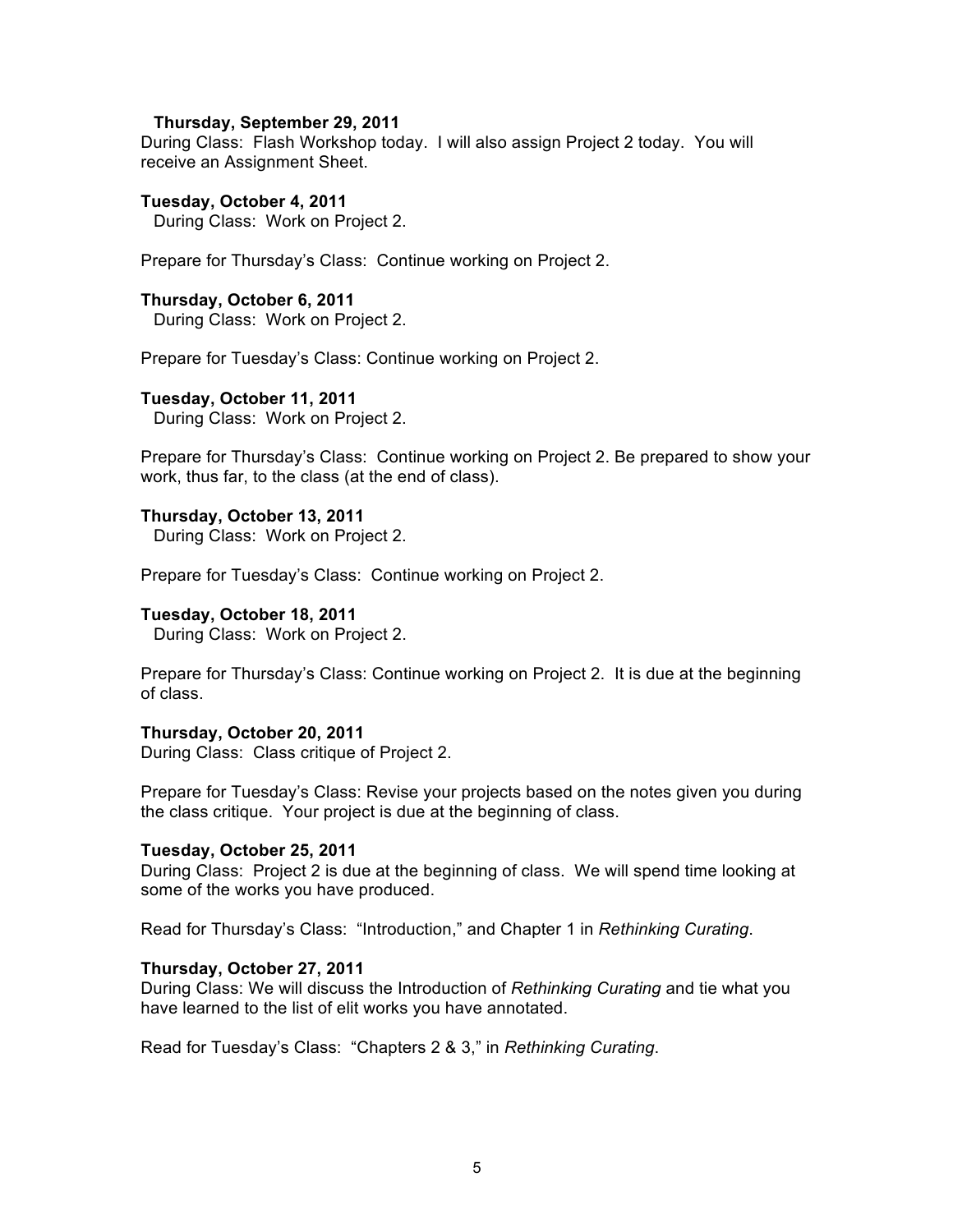**Thursday, September 29, 2011**

During Class: Flash Workshop today. I will also assign Project 2 today. You will receive an Assignment Sheet.

**Tuesday, October 4, 2011**

During Class: Work on Project 2.

Prepare for Thursday's Class: Continue working on Project 2.

**Thursday, October 6, 2011**

During Class: Work on Project 2.

Prepare for Tuesday's Class: Continue working on Project 2.

**Tuesday, October 11, 2011**

During Class: Work on Project 2.

Prepare for Thursday's Class: Continue working on Project 2. Be prepared to show your work, thus far, to the class (at the end of class).

**Thursday, October 13, 2011**

During Class: Work on Project 2.

Prepare for Tuesday's Class: Continue working on Project 2.

**Tuesday, October 18, 2011**

During Class: Work on Project 2.

Prepare for Thursday's Class: Continue working on Project 2. It is due at the beginning of class.

**Thursday, October 20, 2011**

During Class: Class critique of Project 2.

Prepare for Tuesday's Class: Revise your projects based on the notes given you during the class critique. Your project is due at the beginning of class.

**Tuesday, October 25, 2011**

During Class: Project 2 is due at the beginning of class. We will spend time looking at some of the works you have produced.

Read for Thursday's Class: "Introduction," and Chapter 1 in *Rethinking Curating*.

**Thursday, October 27, 2011**

During Class: We will discuss the Introduction of *Rethinking Curating* and tie what you have learned to the list of elit works you have annotated.

Read for Tuesday's Class: "Chapters 2 & 3," in *Rethinking Curating*.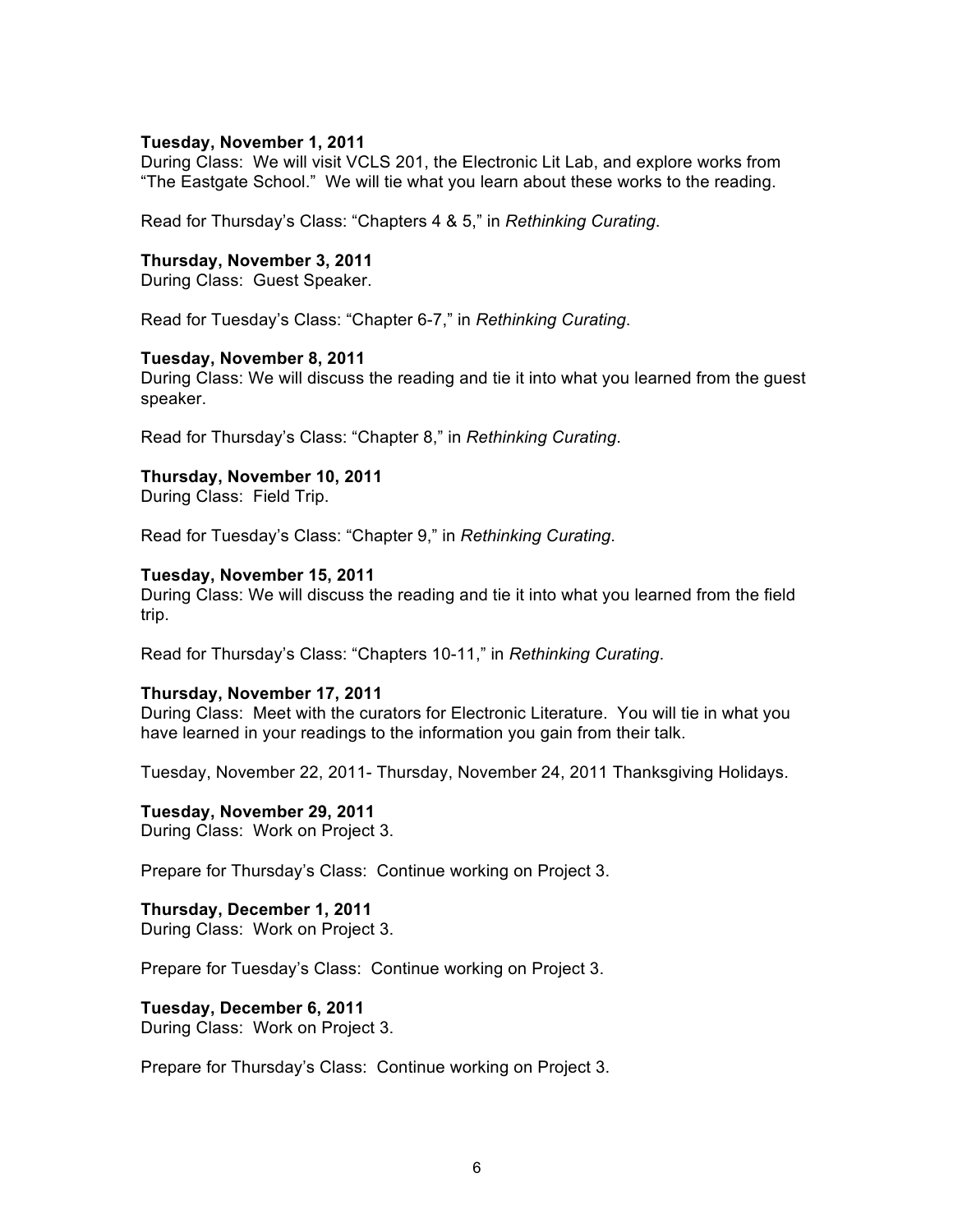**Tuesday, November 1, 2011**
During Class: We will visit VCLS 201, the Electronic Lit Lab, and explore works from "The Eastgate School." We will tie what you learn about these works to the reading.

Read for Thursday's Class: "Chapters 4 & 5," in *Rethinking Curating*.

**Thursday, November 3, 2011**
During Class: Guest Speaker.

Read for Tuesday's Class: "Chapter 6-7," in *Rethinking Curating*.

**Tuesday, November 8, 2011**
During Class: We will discuss the reading and tie it into what you learned from the guest speaker.

Read for Thursday's Class: "Chapter 8," in *Rethinking Curating*.

**Thursday, November 10, 2011**
During Class: Field Trip.

Read for Tuesday's Class: "Chapter 9," in *Rethinking Curating*.

**Tuesday, November 15, 2011**
During Class: We will discuss the reading and tie it into what you learned from the field trip.

Read for Thursday's Class: "Chapters 10-11," in *Rethinking Curating*.

**Thursday, November 17, 2011**
During Class: Meet with the curators for Electronic Literature. You will tie in what you have learned in your readings to the information you gain from their talk.

Tuesday, November 22, 2011- Thursday, November 24, 2011 Thanksgiving Holidays.

**Tuesday, November 29, 2011**
During Class: Work on Project 3.

Prepare for Thursday's Class: Continue working on Project 3.

**Thursday, December 1, 2011**
During Class: Work on Project 3.

Prepare for Tuesday's Class: Continue working on Project 3.

**Tuesday, December 6, 2011**
During Class: Work on Project 3.

Prepare for Thursday's Class: Continue working on Project 3.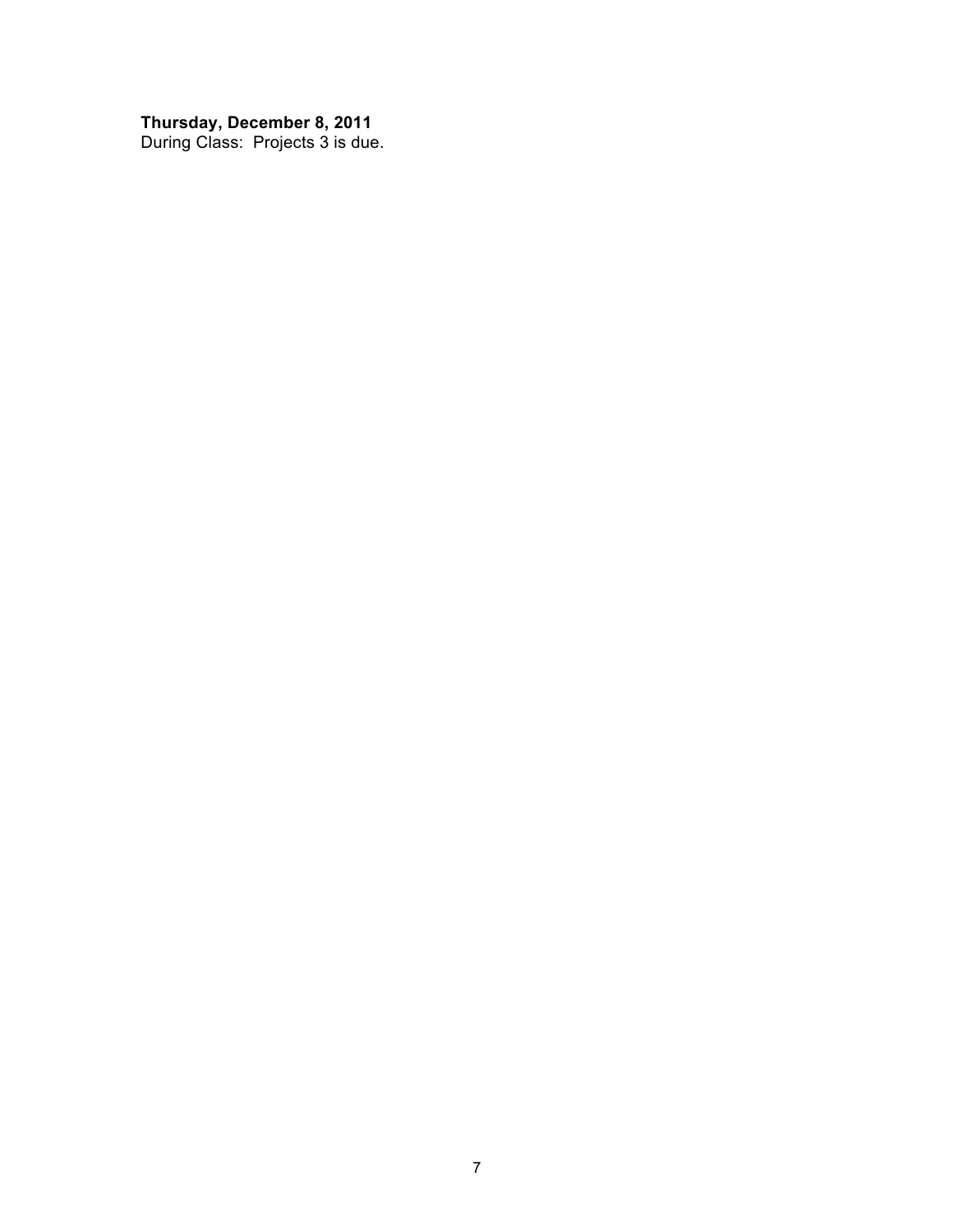**Thursday, December 8, 2011**
During Class: Projects 3 is due.